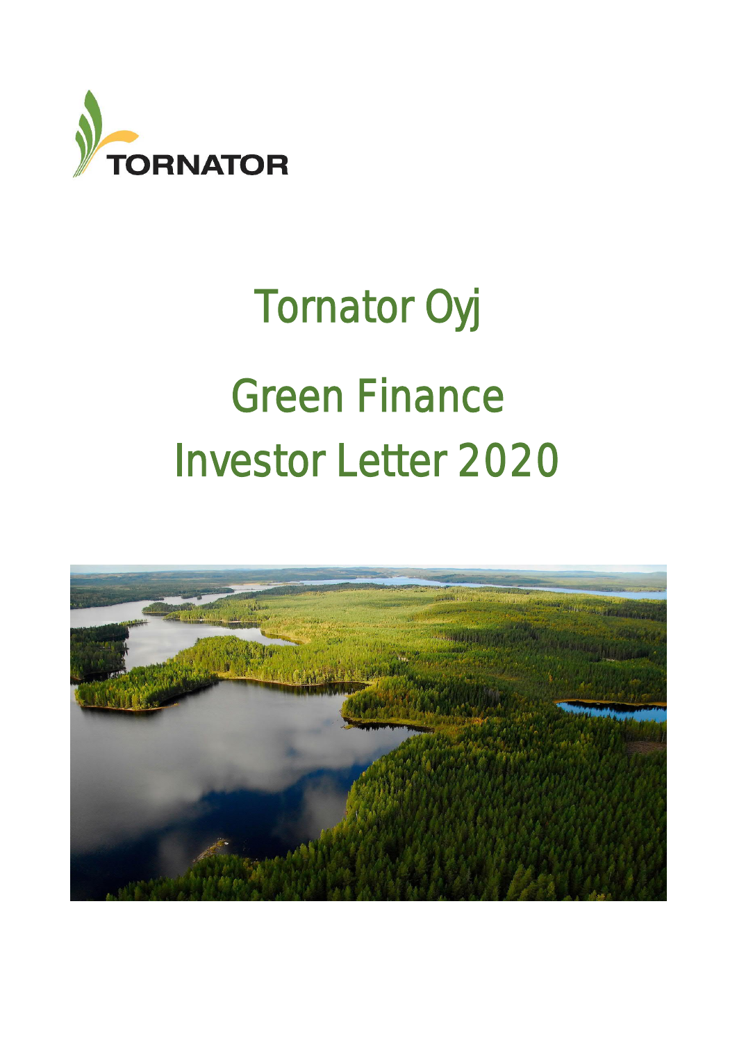TORNATOR

# Tornator Oyj

# Green Finance Investor Letter 2020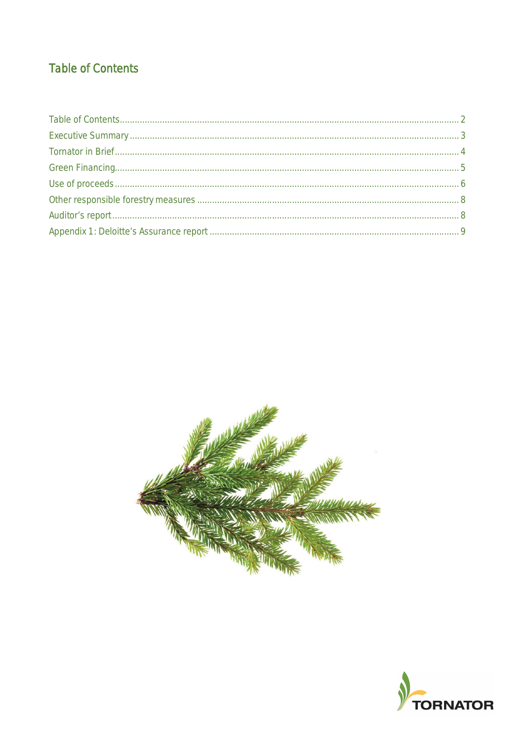# Table of Contents

Table of Contents .......... 2
Executive Summary .......... 3
Tornator in Brief .......... 4
Green Financing .......... 5
Use of proceeds .......... 6
Other responsible forestry measures .......... 8
Auditor's report .......... 8
Appendix 1: Deloitte's Assurance report .......... 9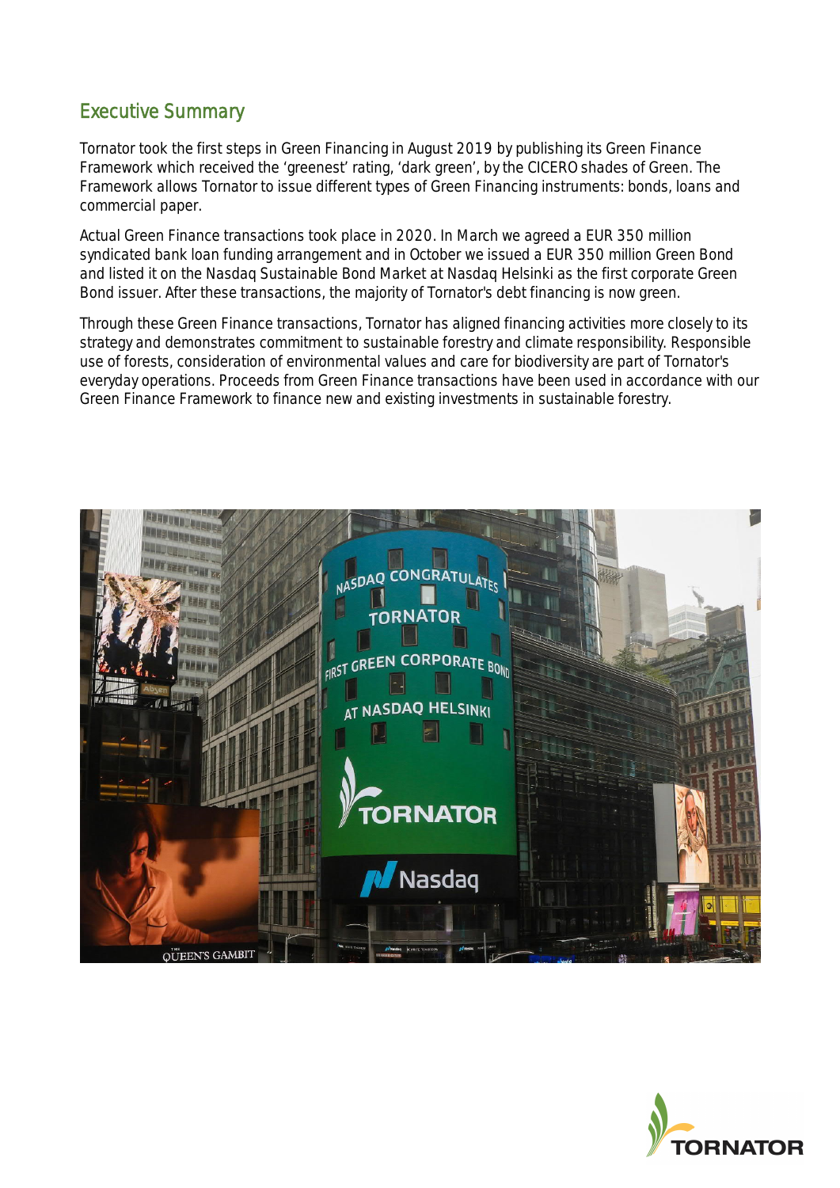## Executive Summary

Tornator took the first steps in Green Financing in August 2019 by publishing its Green Finance Framework which received the 'greenest' rating, 'dark green', by the CICERO shades of Green. The Framework allows Tornator to issue different types of Green Financing instruments: bonds, loans and commercial paper.

Actual Green Finance transactions took place in 2020. In March we agreed a EUR 350 million syndicated bank loan funding arrangement and in October we issued a EUR 350 million Green Bond and listed it on the Nasdaq Sustainable Bond Market at Nasdaq Helsinki as the first corporate Green Bond issuer. After these transactions, the majority of Tornator's debt financing is now green.

Through these Green Finance transactions, Tornator has aligned financing activities more closely to its strategy and demonstrates commitment to sustainable forestry and climate responsibility. Responsible use of forests, consideration of environmental values and care for biodiversity are part of Tornator's everyday operations. Proceeds from Green Finance transactions have been used in accordance with our Green Finance Framework to finance new and existing investments in sustainable forestry.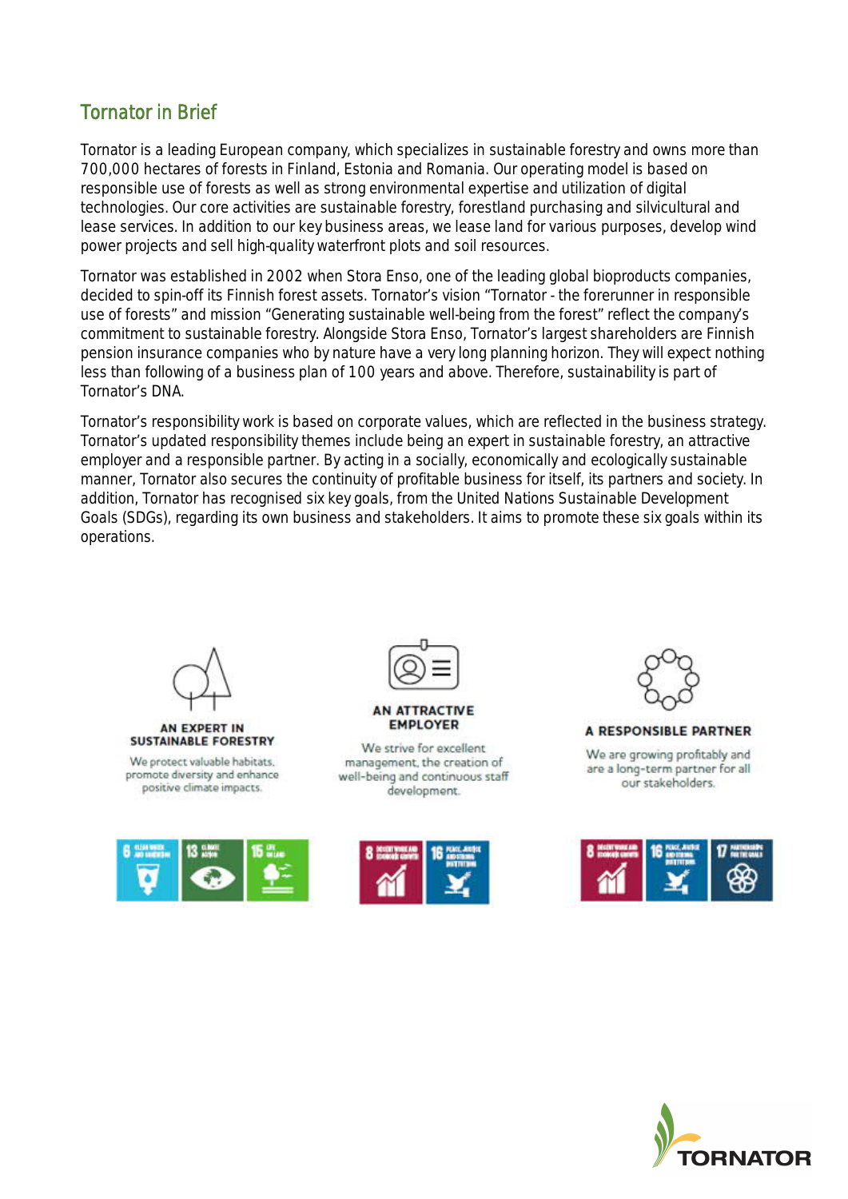## Tornator in Brief

Tornator is a leading European company, which specializes in sustainable forestry and owns more than 700,000 hectares of forests in Finland, Estonia and Romania. Our operating model is based on responsible use of forests as well as strong environmental expertise and utilization of digital technologies. Our core activities are sustainable forestry, forestland purchasing and silvicultural and lease services. In addition to our key business areas, we lease land for various purposes, develop wind power projects and sell high-quality waterfront plots and soil resources.

Tornator was established in 2002 when Stora Enso, one of the leading global bioproducts companies, decided to spin-off its Finnish forest assets. Tornator's vision "Tornator - the forerunner in responsible use of forests" and mission "Generating sustainable well-being from the forest" reflect the company's commitment to sustainable forestry. Alongside Stora Enso, Tornator's largest shareholders are Finnish pension insurance companies who by nature have a very long planning horizon. They will expect nothing less than following of a business plan of 100 years and above. Therefore, sustainability is part of Tornator's DNA.

Tornator's responsibility work is based on corporate values, which are reflected in the business strategy. Tornator's updated responsibility themes include being an expert in sustainable forestry, an attractive employer and a responsible partner. By acting in a socially, economically and ecologically sustainable manner, Tornator also secures the continuity of profitable business for itself, its partners and society. In addition, Tornator has recognised six key goals, from the United Nations Sustainable Development Goals (SDGs), regarding its own business and stakeholders. It aims to promote these six goals within its operations.

**AN EXPERT IN SUSTAINABLE FORESTRY**

We protect valuable habitats, promote diversity and enhance positive climate impacts.

6 Clean water and sanitation | 13 Climate action | 15 Life on land

**AN ATTRACTIVE EMPLOYER**

We strive for excellent management, the creation of well-being and continuous staff development.

8 Decent work and economic growth | 16 Peace, justice and strong institutions

**A RESPONSIBLE PARTNER**

We are growing profitably and are a long-term partner for all our stakeholders.

8 Decent work and economic growth | 16 Peace, justice and strong institutions | 17 Partnerships for the goals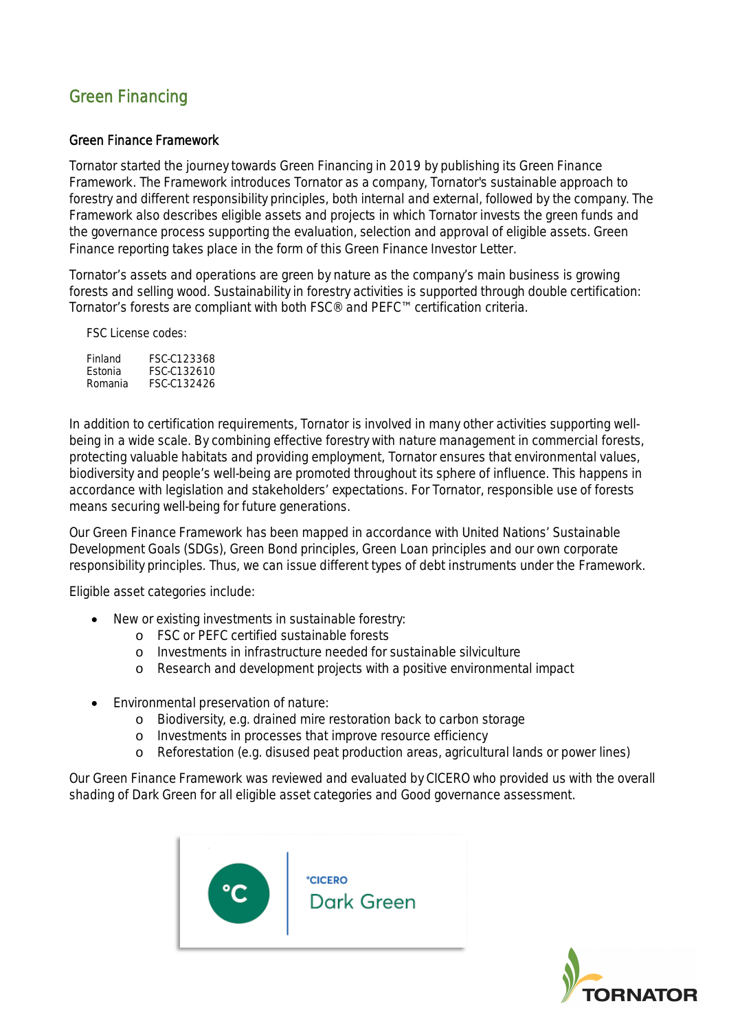# Green Financing

## Green Finance Framework

Tornator started the journey towards Green Financing in 2019 by publishing its Green Finance Framework. The Framework introduces Tornator as a company, Tornator's sustainable approach to forestry and different responsibility principles, both internal and external, followed by the company. The Framework also describes eligible assets and projects in which Tornator invests the green funds and the governance process supporting the evaluation, selection and approval of eligible assets. Green Finance reporting takes place in the form of this Green Finance Investor Letter.

Tornator's assets and operations are green by nature as the company's main business is growing forests and selling wood. Sustainability in forestry activities is supported through double certification: Tornator's forests are compliant with both FSC® and PEFC™ certification criteria.

FSC License codes:

| | |
|---|---|
| Finland | FSC-C123368 |
| Estonia | FSC-C132610 |
| Romania | FSC-C132426 |

In addition to certification requirements, Tornator is involved in many other activities supporting well-being in a wide scale. By combining effective forestry with nature management in commercial forests, protecting valuable habitats and providing employment, Tornator ensures that environmental values, biodiversity and people's well-being are promoted throughout its sphere of influence. This happens in accordance with legislation and stakeholders' expectations. For Tornator, responsible use of forests means securing well-being for future generations.

Our Green Finance Framework has been mapped in accordance with United Nations' Sustainable Development Goals (SDGs), Green Bond principles, Green Loan principles and our own corporate responsibility principles. Thus, we can issue different types of debt instruments under the Framework.

Eligible asset categories include:

- New or existing investments in sustainable forestry:
  - FSC or PEFC certified sustainable forests
  - Investments in infrastructure needed for sustainable silviculture
  - Research and development projects with a positive environmental impact
- Environmental preservation of nature:
  - Biodiversity, e.g. drained mire restoration back to carbon storage
  - Investments in processes that improve resource efficiency
  - Reforestation (e.g. disused peat production areas, agricultural lands or power lines)

Our Green Finance Framework was reviewed and evaluated by CICERO who provided us with the overall shading of Dark Green for all eligible asset categories and Good governance assessment.

°CICERO Dark Green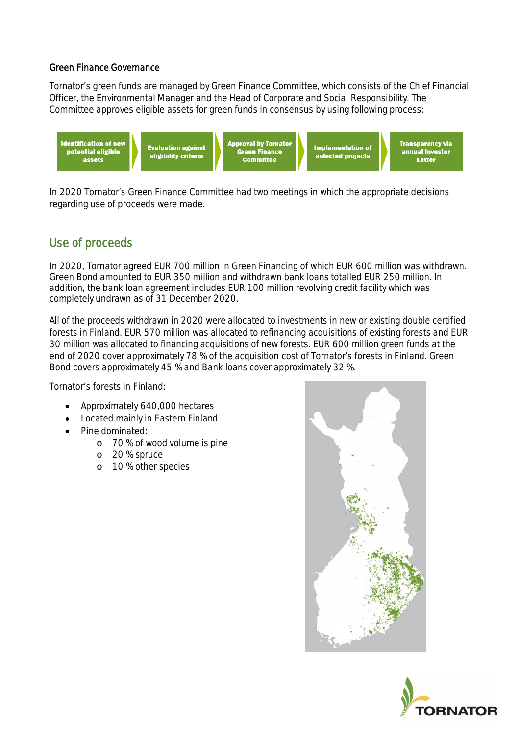### Green Finance Governance

Tornator's green funds are managed by Green Finance Committee, which consists of the Chief Financial Officer, the Environmental Manager and the Head of Corporate and Social Responsibility. The Committee approves eligible assets for green funds in consensus by using following process:

Identification of new potential eligible assets → Evaluation against eligibility criteria → Approval by Tornator Green Finance Committee → Implementation of selected projects → Transparency via annual Investor Letter

In 2020 Tornator's Green Finance Committee had two meetings in which the appropriate decisions regarding use of proceeds were made.

## Use of proceeds

In 2020, Tornator agreed EUR 700 million in Green Financing of which EUR 600 million was withdrawn. Green Bond amounted to EUR 350 million and withdrawn bank loans totalled EUR 250 million. In addition, the bank loan agreement includes EUR 100 million revolving credit facility which was completely undrawn as of 31 December 2020.

All of the proceeds withdrawn in 2020 were allocated to investments in new or existing double certified forests in Finland. EUR 570 million was allocated to refinancing acquisitions of existing forests and EUR 30 million was allocated to financing acquisitions of new forests. EUR 600 million green funds at the end of 2020 cover approximately 78 % of the acquisition cost of Tornator's forests in Finland. Green Bond covers approximately 45 % and Bank loans cover approximately 32 %.

Tornator's forests in Finland:

- Approximately 640,000 hectares
- Located mainly in Eastern Finland
- Pine dominated:
  - 70 % of wood volume is pine
  - 20 % spruce
  - 10 % other species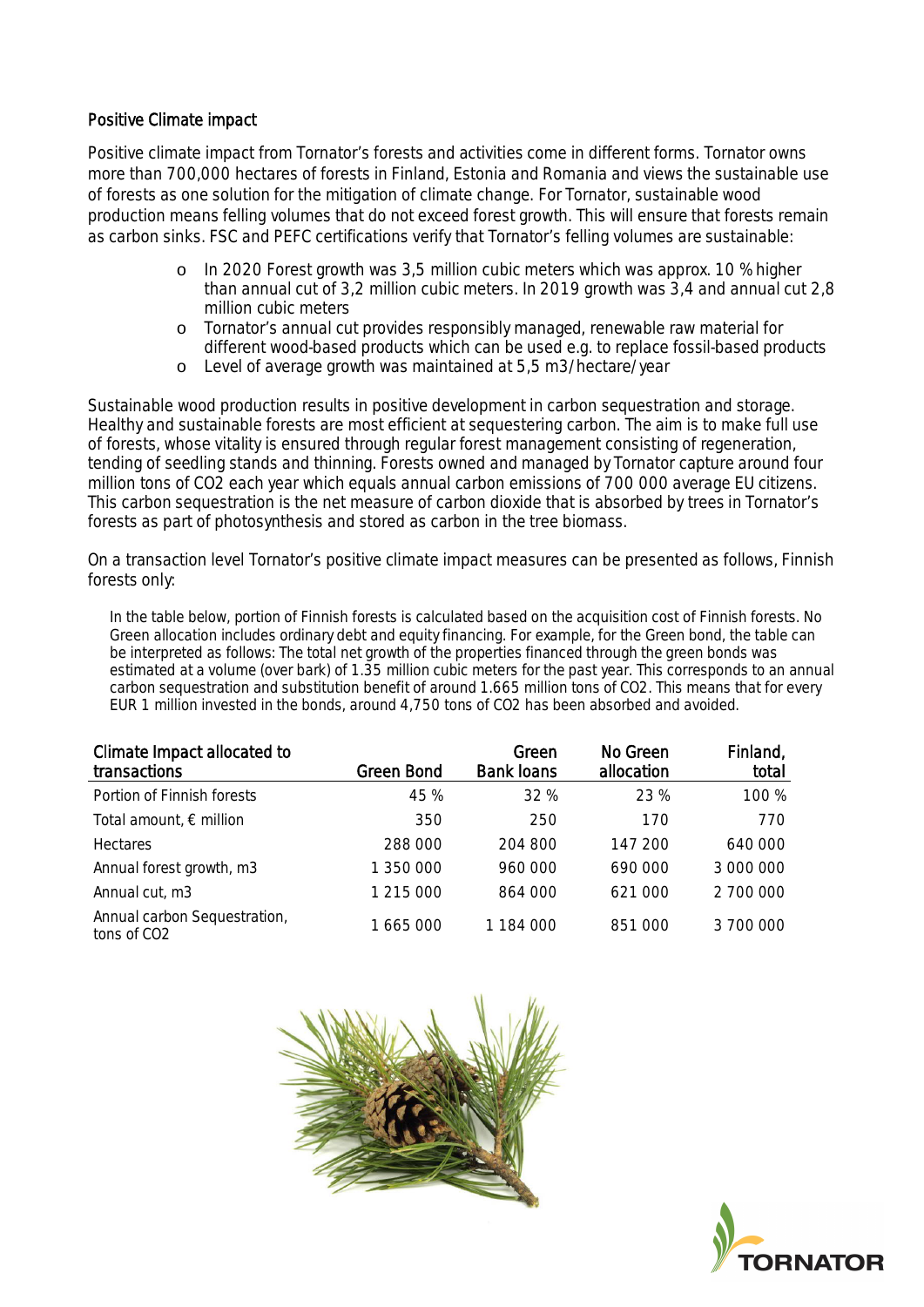## Positive Climate impact

Positive climate impact from Tornator's forests and activities come in different forms. Tornator owns more than 700,000 hectares of forests in Finland, Estonia and Romania and views the sustainable use of forests as one solution for the mitigation of climate change. For Tornator, sustainable wood production means felling volumes that do not exceed forest growth. This will ensure that forests remain as carbon sinks. FSC and PEFC certifications verify that Tornator's felling volumes are sustainable:

- In 2020 Forest growth was 3,5 million cubic meters which was approx. 10 % higher than annual cut of 3,2 million cubic meters. In 2019 growth was 3,4 and annual cut 2,8 million cubic meters
- Tornator's annual cut provides responsibly managed, renewable raw material for different wood-based products which can be used e.g. to replace fossil-based products
- Level of average growth was maintained at 5,5 m3/hectare/year

Sustainable wood production results in positive development in carbon sequestration and storage. Healthy and sustainable forests are most efficient at sequestering carbon. The aim is to make full use of forests, whose vitality is ensured through regular forest management consisting of regeneration, tending of seedling stands and thinning. Forests owned and managed by Tornator capture around four million tons of $CO_2$ each year which equals annual carbon emissions of 700 000 average EU citizens. This carbon sequestration is the net measure of carbon dioxide that is absorbed by trees in Tornator's forests as part of photosynthesis and stored as carbon in the tree biomass.

On a transaction level Tornator's positive climate impact measures can be presented as follows, Finnish forests only:

In the table below, portion of Finnish forests is calculated based on the acquisition cost of Finnish forests. No Green allocation includes ordinary debt and equity financing. For example, for the Green bond, the table can be interpreted as follows: The total net growth of the properties financed through the green bonds was estimated at a volume (over bark) of 1.35 million cubic meters for the past year. This corresponds to an annual carbon sequestration and substitution benefit of around 1.665 million tons of $CO_2$. This means that for every EUR 1 million invested in the bonds, around 4,750 tons of $CO_2$ has been absorbed and avoided.

| Climate Impact allocated to transactions | Green Bond | Green Bank loans | No Green allocation | Finland, total |
|---|---|---|---|---|
| Portion of Finnish forests | 45 % | 32 % | 23 % | 100 % |
| Total amount, € million | 350 | 250 | 170 | 770 |
| Hectares | 288 000 | 204 800 | 147 200 | 640 000 |
| Annual forest growth, m3 | 1 350 000 | 960 000 | 690 000 | 3 000 000 |
| Annual cut, m3 | 1 215 000 | 864 000 | 621 000 | 2 700 000 |
| Annual carbon Sequestration, tons of $CO_2$ | 1 665 000 | 1 184 000 | 851 000 | 3 700 000 |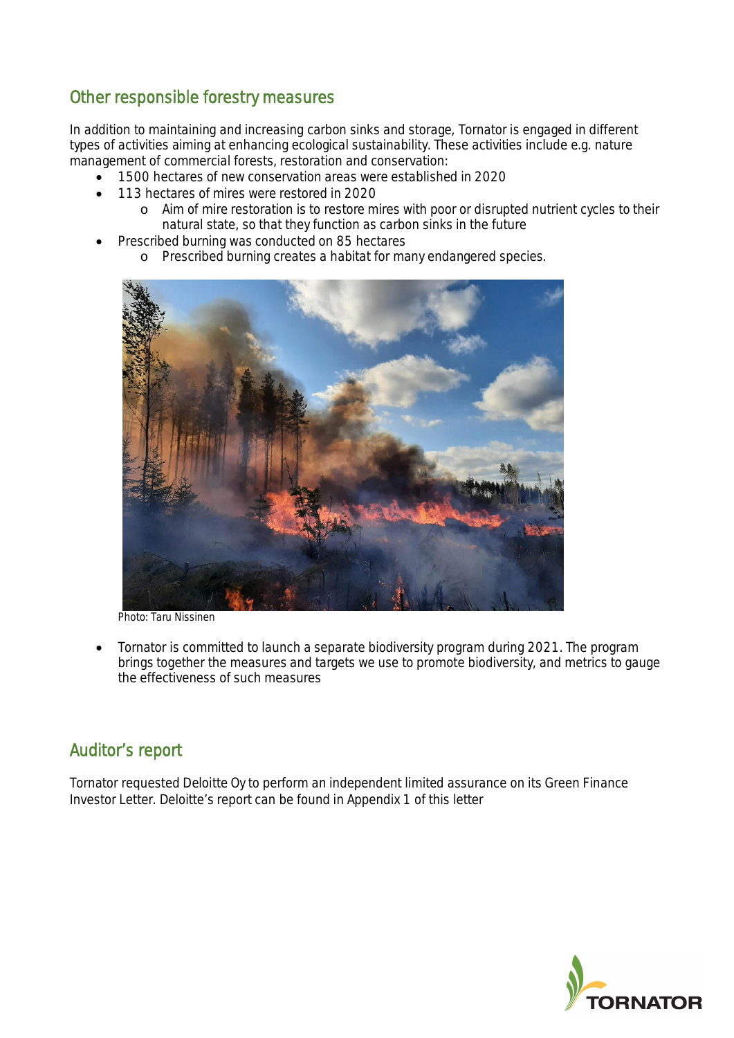## Other responsible forestry measures

In addition to maintaining and increasing carbon sinks and storage, Tornator is engaged in different types of activities aiming at enhancing ecological sustainability. These activities include e.g. nature management of commercial forests, restoration and conservation:

- 1500 hectares of new conservation areas were established in 2020
- 113 hectares of mires were restored in 2020
  - Aim of mire restoration is to restore mires with poor or disrupted nutrient cycles to their natural state, so that they function as carbon sinks in the future
- Prescribed burning was conducted on 85 hectares
  - Prescribed burning creates a habitat for many endangered species.

Photo: Taru Nissinen

- Tornator is committed to launch a separate biodiversity program during 2021. The program brings together the measures and targets we use to promote biodiversity, and metrics to gauge the effectiveness of such measures

## Auditor's report

Tornator requested Deloitte Oy to perform an independent limited assurance on its Green Finance Investor Letter. Deloitte's report can be found in Appendix 1 of this letter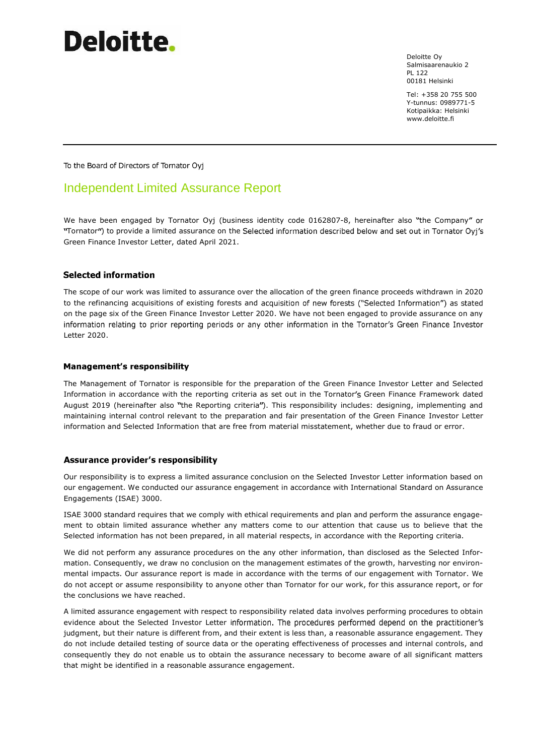# Deloitte.

Deloitte Oy
Salmisaarenaukio 2
PL 122
00181 Helsinki

Tel: +358 20 755 500
Y-tunnus: 0989771-5
Kotipaikka: Helsinki
www.deloitte.fi

To the Board of Directors of Tornator Oyj

## Independent Limited Assurance Report

We have been engaged by Tornator Oyj (business identity code 0162807-8, hereinafter also "the Company" or "Tornator") to provide a limited assurance on the Selected information described below and set out in Tornator Oyj's Green Finance Investor Letter, dated April 2021.

### Selected information

The scope of our work was limited to assurance over the allocation of the green finance proceeds withdrawn in 2020 to the refinancing acquisitions of existing forests and acquisition of new forests ("Selected Information") as stated on the page six of the Green Finance Investor Letter 2020. We have not been engaged to provide assurance on any information relating to prior reporting periods or any other information in the Tornator's Green Finance Investor Letter 2020.

### Management's responsibility

The Management of Tornator is responsible for the preparation of the Green Finance Investor Letter and Selected Information in accordance with the reporting criteria as set out in the Tornator's Green Finance Framework dated August 2019 (hereinafter also "the Reporting criteria"). This responsibility includes: designing, implementing and maintaining internal control relevant to the preparation and fair presentation of the Green Finance Investor Letter information and Selected Information that are free from material misstatement, whether due to fraud or error.

### Assurance provider's responsibility

Our responsibility is to express a limited assurance conclusion on the Selected Investor Letter information based on our engagement. We conducted our assurance engagement in accordance with International Standard on Assurance Engagements (ISAE) 3000.

ISAE 3000 standard requires that we comply with ethical requirements and plan and perform the assurance engagement to obtain limited assurance whether any matters come to our attention that cause us to believe that the Selected information has not been prepared, in all material respects, in accordance with the Reporting criteria.

We did not perform any assurance procedures on the any other information, than disclosed as the Selected Information. Consequently, we draw no conclusion on the management estimates of the growth, harvesting nor environmental impacts. Our assurance report is made in accordance with the terms of our engagement with Tornator. We do not accept or assume responsibility to anyone other than Tornator for our work, for this assurance report, or for the conclusions we have reached.

A limited assurance engagement with respect to responsibility related data involves performing procedures to obtain evidence about the Selected Investor Letter information. The procedures performed depend on the practitioner's judgment, but their nature is different from, and their extent is less than, a reasonable assurance engagement. They do not include detailed testing of source data or the operating effectiveness of processes and internal controls, and consequently they do not enable us to obtain the assurance necessary to become aware of all significant matters that might be identified in a reasonable assurance engagement.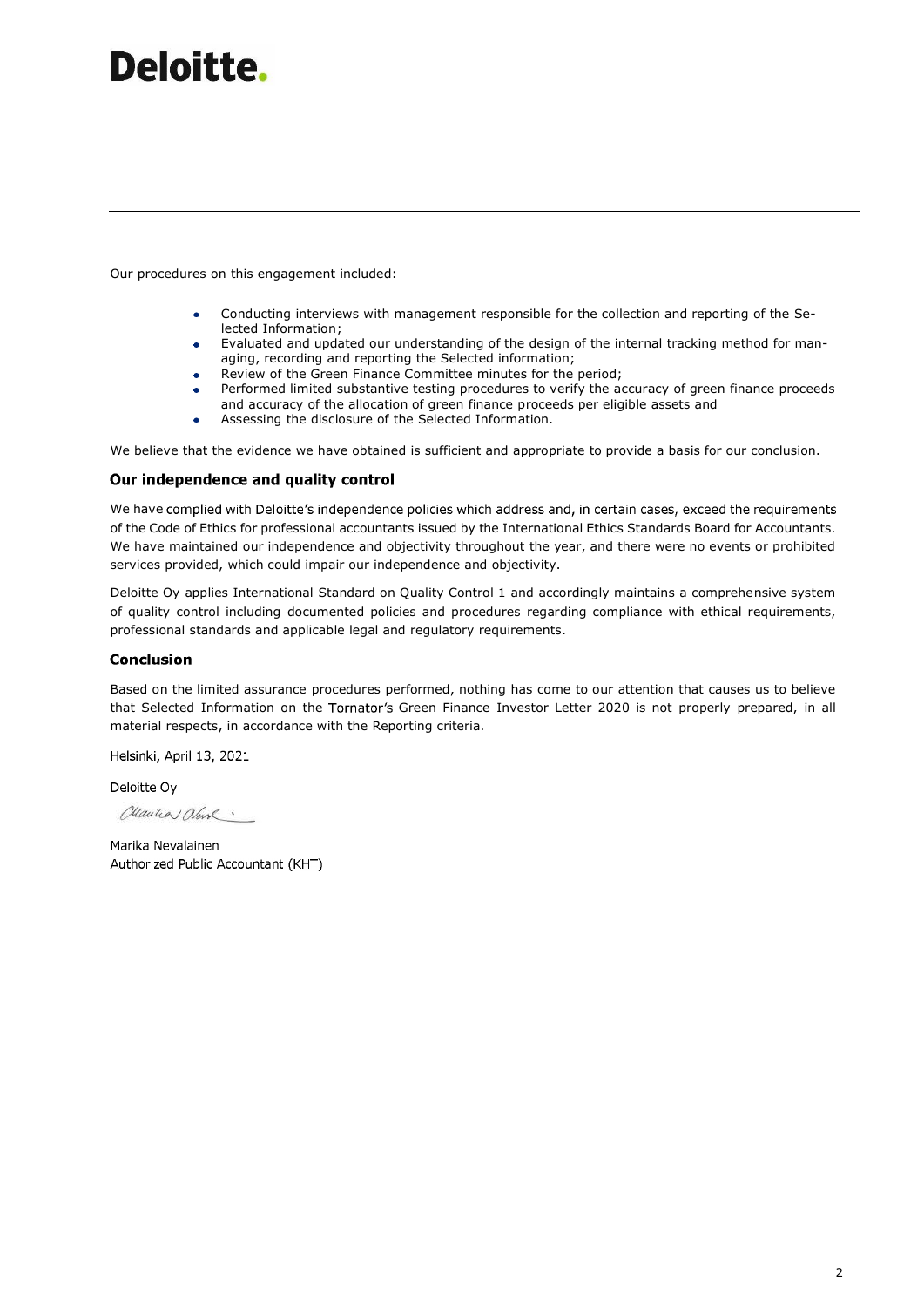Our procedures on this engagement included:

- Conducting interviews with management responsible for the collection and reporting of the Selected Information;
- Evaluated and updated our understanding of the design of the internal tracking method for managing, recording and reporting the Selected information;
- Review of the Green Finance Committee minutes for the period;
- Performed limited substantive testing procedures to verify the accuracy of green finance proceeds and accuracy of the allocation of green finance proceeds per eligible assets and
- Assessing the disclosure of the Selected Information.

We believe that the evidence we have obtained is sufficient and appropriate to provide a basis for our conclusion.

## Our independence and quality control

We have complied with Deloitte's independence policies which address and, in certain cases, exceed the requirements of the Code of Ethics for professional accountants issued by the International Ethics Standards Board for Accountants. We have maintained our independence and objectivity throughout the year, and there were no events or prohibited services provided, which could impair our independence and objectivity.

Deloitte Oy applies International Standard on Quality Control 1 and accordingly maintains a comprehensive system of quality control including documented policies and procedures regarding compliance with ethical requirements, professional standards and applicable legal and regulatory requirements.

## Conclusion

Based on the limited assurance procedures performed, nothing has come to our attention that causes us to believe that Selected Information on the Tornator's Green Finance Investor Letter 2020 is not properly prepared, in all material respects, in accordance with the Reporting criteria.

Helsinki, April 13, 2021

Deloitte Oy

Marika Nevalainen
Authorized Public Accountant (KHT)